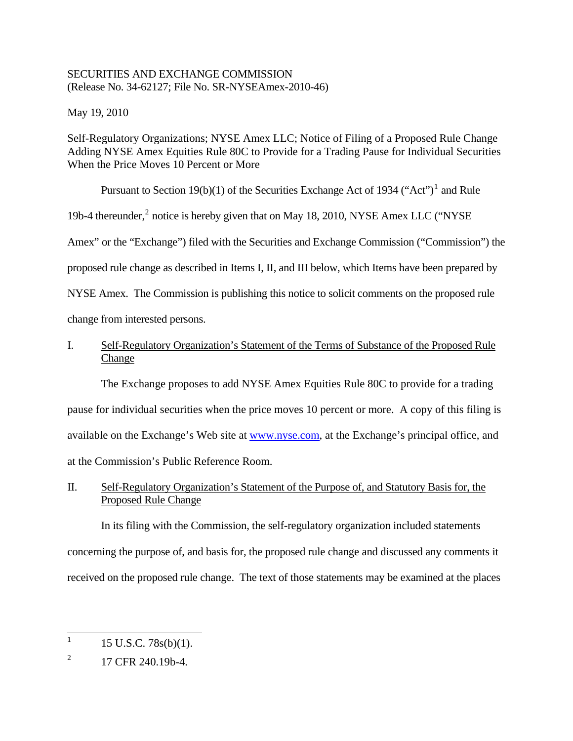SECURITIES AND EXCHANGE COMMISSION
(Release No. 34-62127; File No. SR-NYSEAmex-2010-46)

May 19, 2010

Self-Regulatory Organizations; NYSE Amex LLC; Notice of Filing of a Proposed Rule Change Adding NYSE Amex Equities Rule 80C to Provide for a Trading Pause for Individual Securities When the Price Moves 10 Percent or More

Pursuant to Section 19(b)(1) of the Securities Exchange Act of 1934 ("Act")[1] and Rule 19b-4 thereunder,[2] notice is hereby given that on May 18, 2010, NYSE Amex LLC ("NYSE Amex" or the "Exchange") filed with the Securities and Exchange Commission ("Commission") the proposed rule change as described in Items I, II, and III below, which Items have been prepared by NYSE Amex. The Commission is publishing this notice to solicit comments on the proposed rule change from interested persons.

I. Self-Regulatory Organization's Statement of the Terms of Substance of the Proposed Rule Change

The Exchange proposes to add NYSE Amex Equities Rule 80C to provide for a trading pause for individual securities when the price moves 10 percent or more. A copy of this filing is available on the Exchange's Web site at www.nyse.com, at the Exchange's principal office, and at the Commission's Public Reference Room.

II. Self-Regulatory Organization's Statement of the Purpose of, and Statutory Basis for, the Proposed Rule Change

In its filing with the Commission, the self-regulatory organization included statements concerning the purpose of, and basis for, the proposed rule change and discussed any comments it received on the proposed rule change. The text of those statements may be examined at the places

---

[1] 15 U.S.C. 78s(b)(1).

[2] 17 CFR 240.19b-4.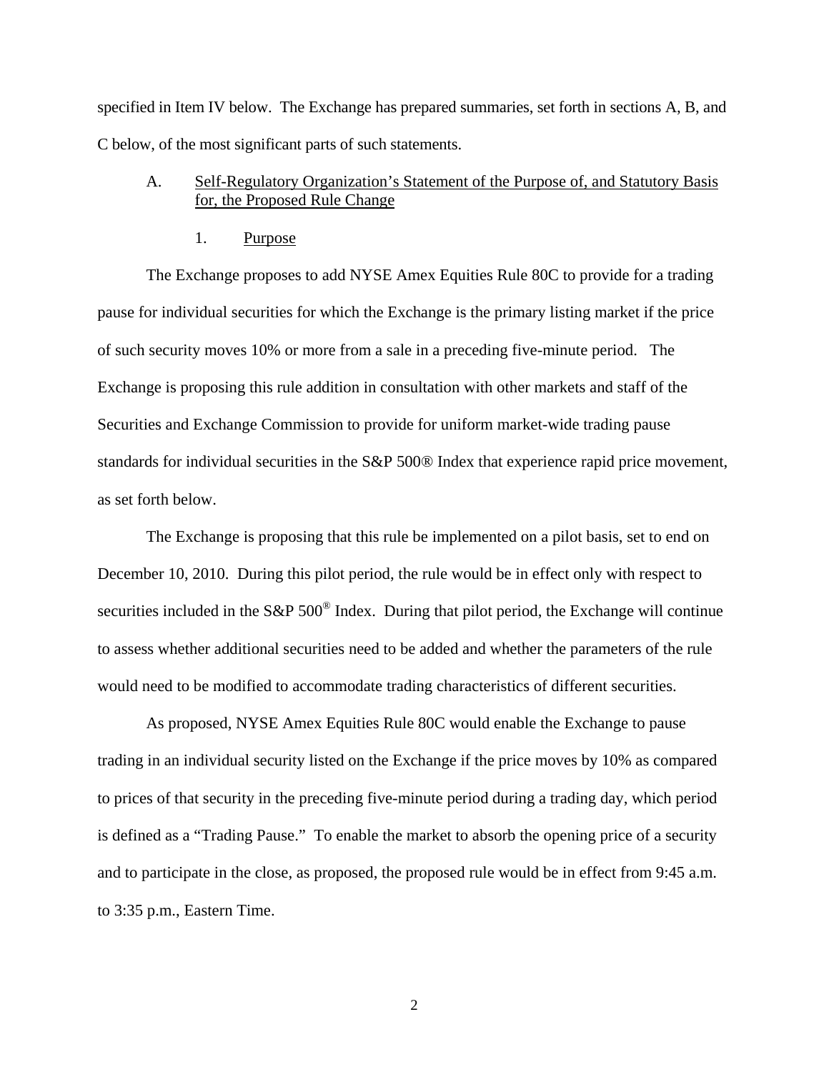specified in Item IV below. The Exchange has prepared summaries, set forth in sections A, B, and C below, of the most significant parts of such statements.

A. Self-Regulatory Organization's Statement of the Purpose of, and Statutory Basis for, the Proposed Rule Change

1. Purpose

The Exchange proposes to add NYSE Amex Equities Rule 80C to provide for a trading pause for individual securities for which the Exchange is the primary listing market if the price of such security moves 10% or more from a sale in a preceding five-minute period. The Exchange is proposing this rule addition in consultation with other markets and staff of the Securities and Exchange Commission to provide for uniform market-wide trading pause standards for individual securities in the S&P 500® Index that experience rapid price movement, as set forth below.

The Exchange is proposing that this rule be implemented on a pilot basis, set to end on December 10, 2010. During this pilot period, the rule would be in effect only with respect to securities included in the S&P 500® Index. During that pilot period, the Exchange will continue to assess whether additional securities need to be added and whether the parameters of the rule would need to be modified to accommodate trading characteristics of different securities.

As proposed, NYSE Amex Equities Rule 80C would enable the Exchange to pause trading in an individual security listed on the Exchange if the price moves by 10% as compared to prices of that security in the preceding five-minute period during a trading day, which period is defined as a "Trading Pause." To enable the market to absorb the opening price of a security and to participate in the close, as proposed, the proposed rule would be in effect from 9:45 a.m. to 3:35 p.m., Eastern Time.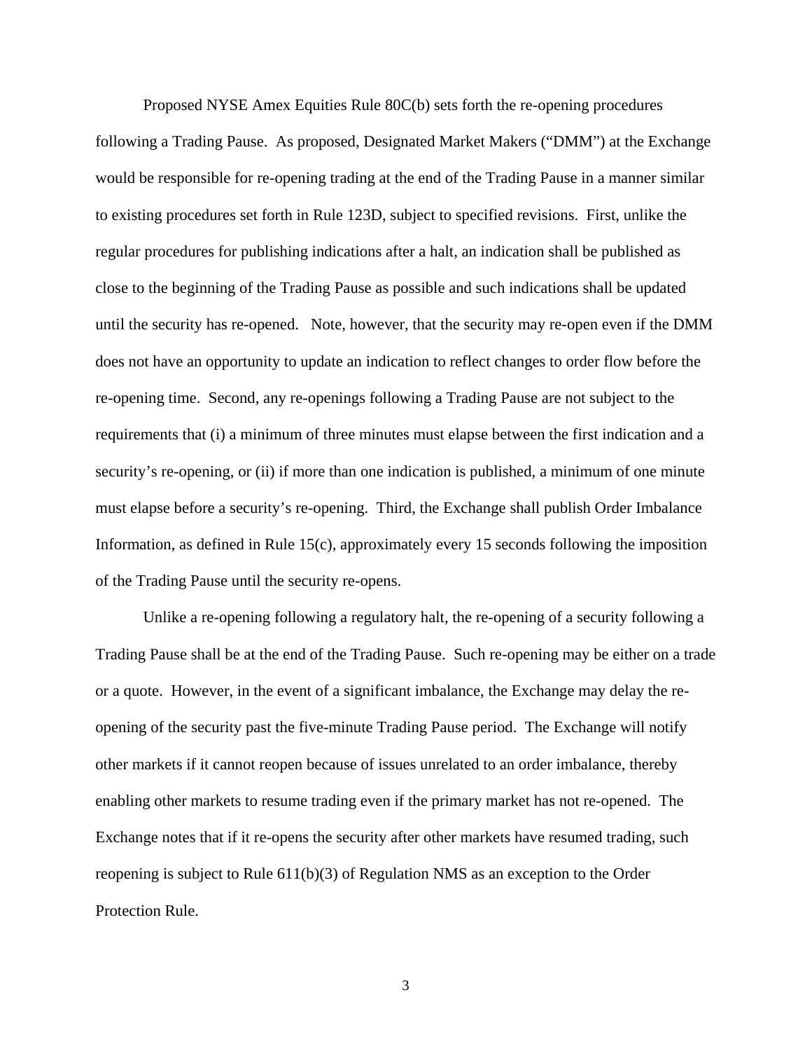Proposed NYSE Amex Equities Rule 80C(b) sets forth the re-opening procedures following a Trading Pause. As proposed, Designated Market Makers ("DMM") at the Exchange would be responsible for re-opening trading at the end of the Trading Pause in a manner similar to existing procedures set forth in Rule 123D, subject to specified revisions. First, unlike the regular procedures for publishing indications after a halt, an indication shall be published as close to the beginning of the Trading Pause as possible and such indications shall be updated until the security has re-opened. Note, however, that the security may re-open even if the DMM does not have an opportunity to update an indication to reflect changes to order flow before the re-opening time. Second, any re-openings following a Trading Pause are not subject to the requirements that (i) a minimum of three minutes must elapse between the first indication and a security's re-opening, or (ii) if more than one indication is published, a minimum of one minute must elapse before a security's re-opening. Third, the Exchange shall publish Order Imbalance Information, as defined in Rule 15(c), approximately every 15 seconds following the imposition of the Trading Pause until the security re-opens.

Unlike a re-opening following a regulatory halt, the re-opening of a security following a Trading Pause shall be at the end of the Trading Pause. Such re-opening may be either on a trade or a quote. However, in the event of a significant imbalance, the Exchange may delay the re-opening of the security past the five-minute Trading Pause period. The Exchange will notify other markets if it cannot reopen because of issues unrelated to an order imbalance, thereby enabling other markets to resume trading even if the primary market has not re-opened. The Exchange notes that if it re-opens the security after other markets have resumed trading, such reopening is subject to Rule 611(b)(3) of Regulation NMS as an exception to the Order Protection Rule.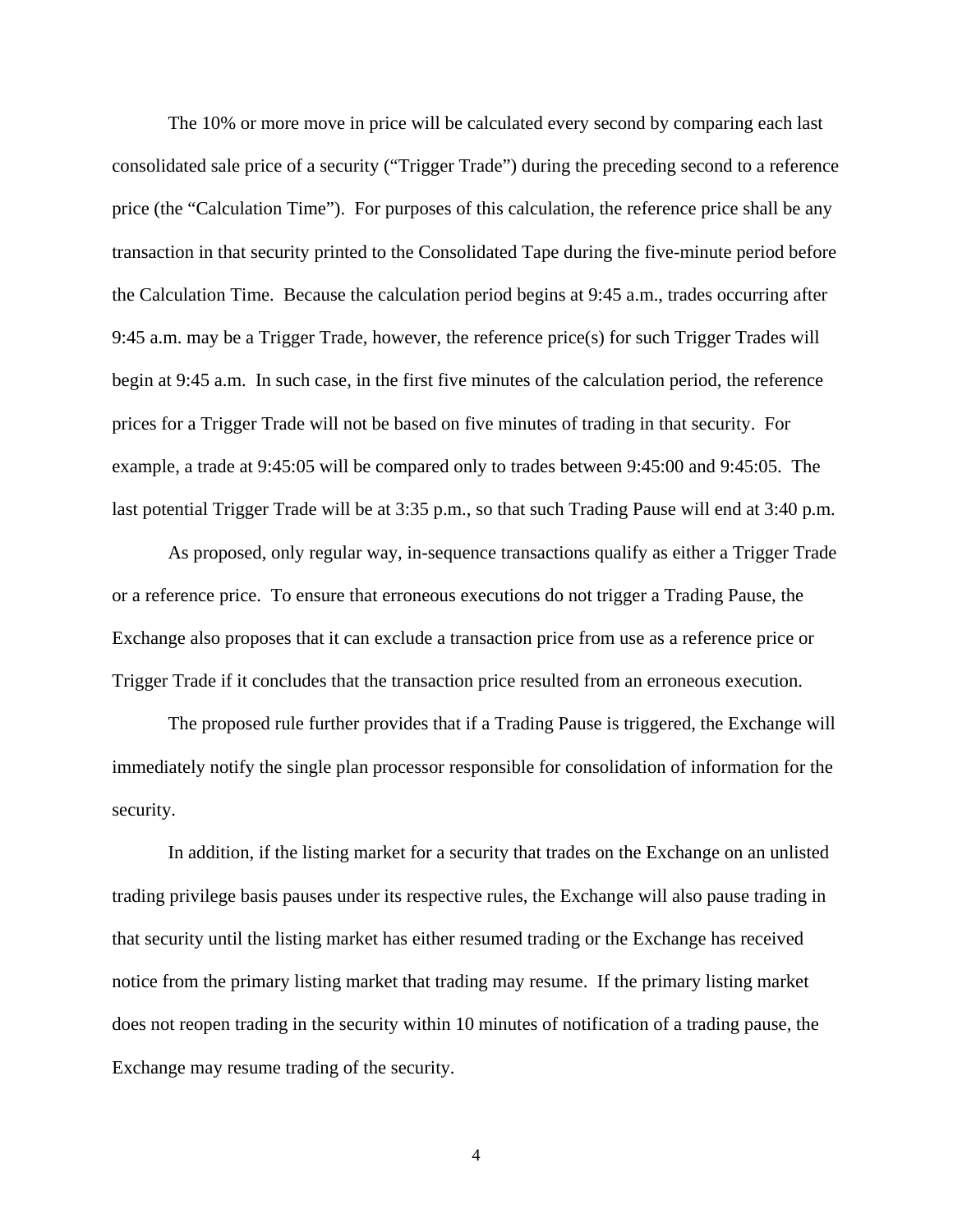The 10% or more move in price will be calculated every second by comparing each last consolidated sale price of a security ("Trigger Trade") during the preceding second to a reference price (the "Calculation Time"). For purposes of this calculation, the reference price shall be any transaction in that security printed to the Consolidated Tape during the five-minute period before the Calculation Time. Because the calculation period begins at 9:45 a.m., trades occurring after 9:45 a.m. may be a Trigger Trade, however, the reference price(s) for such Trigger Trades will begin at 9:45 a.m. In such case, in the first five minutes of the calculation period, the reference prices for a Trigger Trade will not be based on five minutes of trading in that security. For example, a trade at 9:45:05 will be compared only to trades between 9:45:00 and 9:45:05. The last potential Trigger Trade will be at 3:35 p.m., so that such Trading Pause will end at 3:40 p.m.

As proposed, only regular way, in-sequence transactions qualify as either a Trigger Trade or a reference price. To ensure that erroneous executions do not trigger a Trading Pause, the Exchange also proposes that it can exclude a transaction price from use as a reference price or Trigger Trade if it concludes that the transaction price resulted from an erroneous execution.

The proposed rule further provides that if a Trading Pause is triggered, the Exchange will immediately notify the single plan processor responsible for consolidation of information for the security.

In addition, if the listing market for a security that trades on the Exchange on an unlisted trading privilege basis pauses under its respective rules, the Exchange will also pause trading in that security until the listing market has either resumed trading or the Exchange has received notice from the primary listing market that trading may resume. If the primary listing market does not reopen trading in the security within 10 minutes of notification of a trading pause, the Exchange may resume trading of the security.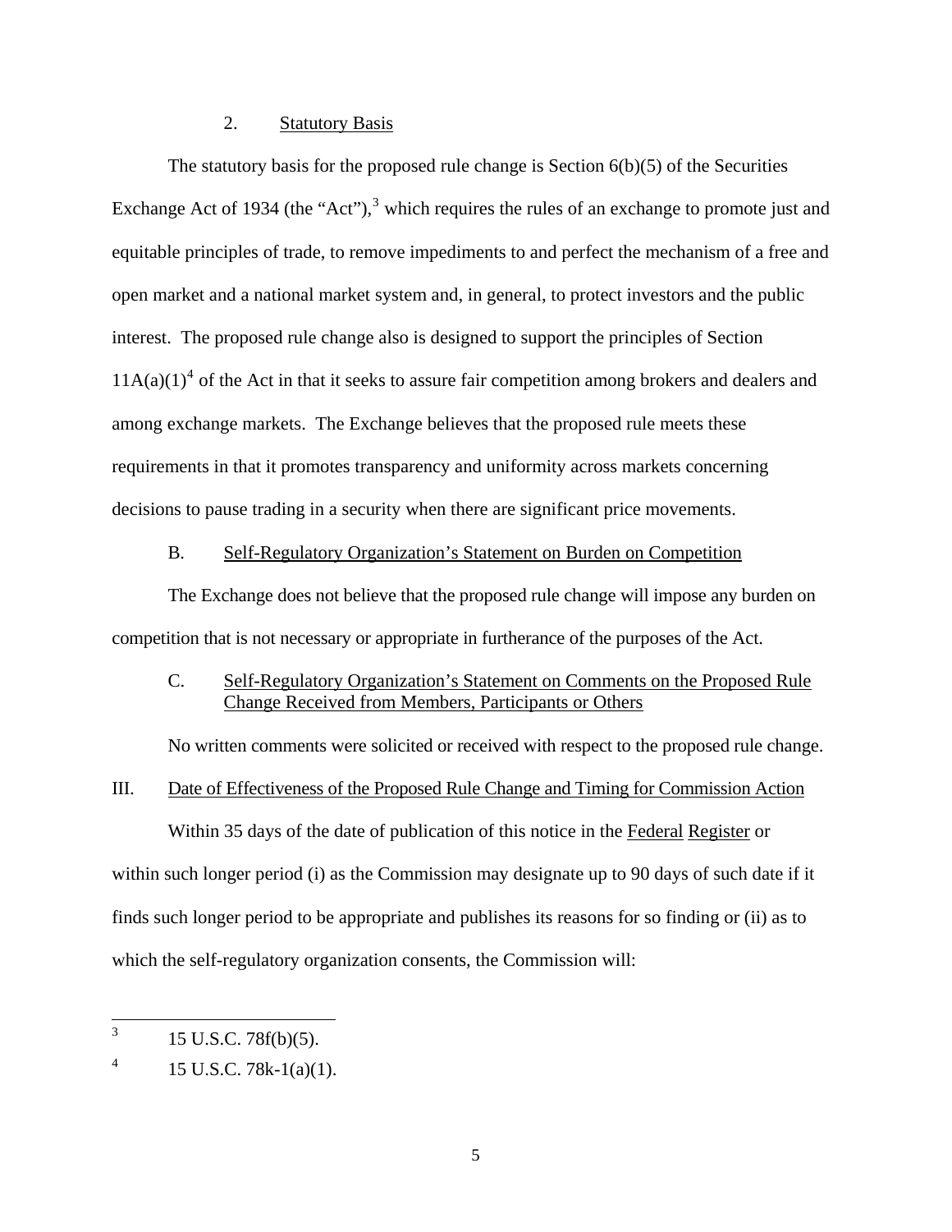2. Statutory Basis

The statutory basis for the proposed rule change is Section 6(b)(5) of the Securities Exchange Act of 1934 (the "Act"),[3] which requires the rules of an exchange to promote just and equitable principles of trade, to remove impediments to and perfect the mechanism of a free and open market and a national market system and, in general, to protect investors and the public interest. The proposed rule change also is designed to support the principles of Section 11A(a)(1)[4] of the Act in that it seeks to assure fair competition among brokers and dealers and among exchange markets. The Exchange believes that the proposed rule meets these requirements in that it promotes transparency and uniformity across markets concerning decisions to pause trading in a security when there are significant price movements.

B. Self-Regulatory Organization's Statement on Burden on Competition

The Exchange does not believe that the proposed rule change will impose any burden on competition that is not necessary or appropriate in furtherance of the purposes of the Act.

C. Self-Regulatory Organization's Statement on Comments on the Proposed Rule Change Received from Members, Participants or Others

No written comments were solicited or received with respect to the proposed rule change.

## III. Date of Effectiveness of the Proposed Rule Change and Timing for Commission Action

Within 35 days of the date of publication of this notice in the Federal Register or within such longer period (i) as the Commission may designate up to 90 days of such date if it finds such longer period to be appropriate and publishes its reasons for so finding or (ii) as to which the self-regulatory organization consents, the Commission will:

---

[3] 15 U.S.C. 78f(b)(5).

[4] 15 U.S.C. 78k-1(a)(1).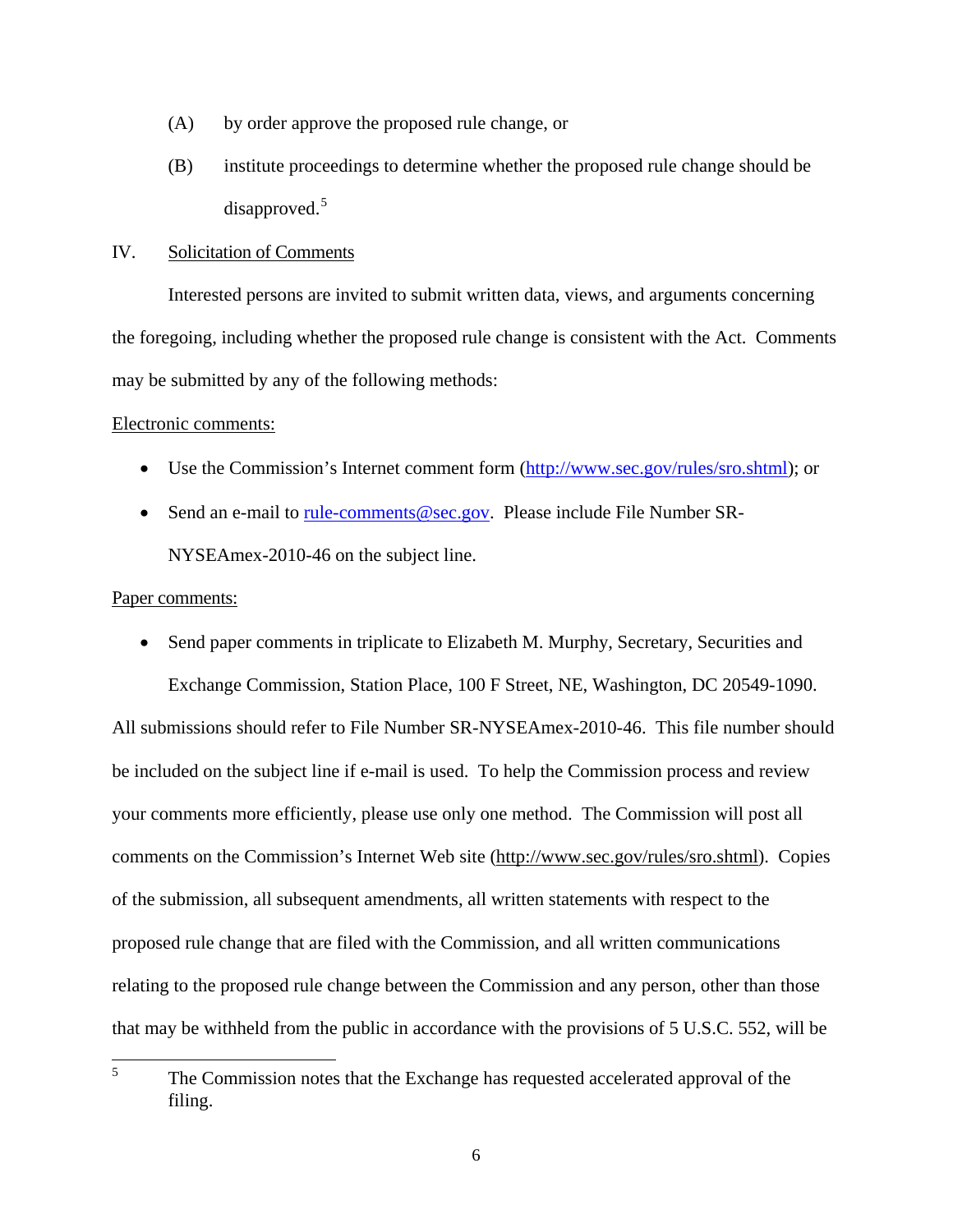(A) by order approve the proposed rule change, or

(B) institute proceedings to determine whether the proposed rule change should be disapproved.[5]

IV. Solicitation of Comments

Interested persons are invited to submit written data, views, and arguments concerning the foregoing, including whether the proposed rule change is consistent with the Act. Comments may be submitted by any of the following methods:

Electronic comments:

- Use the Commission's Internet comment form (http://www.sec.gov/rules/sro.shtml); or
- Send an e-mail to rule-comments@sec.gov. Please include File Number SR-NYSEAmex-2010-46 on the subject line.

Paper comments:

- Send paper comments in triplicate to Elizabeth M. Murphy, Secretary, Securities and Exchange Commission, Station Place, 100 F Street, NE, Washington, DC 20549-1090.

All submissions should refer to File Number SR-NYSEAmex-2010-46. This file number should be included on the subject line if e-mail is used. To help the Commission process and review your comments more efficiently, please use only one method. The Commission will post all comments on the Commission's Internet Web site (http://www.sec.gov/rules/sro.shtml). Copies of the submission, all subsequent amendments, all written statements with respect to the proposed rule change that are filed with the Commission, and all written communications relating to the proposed rule change between the Commission and any person, other than those that may be withheld from the public in accordance with the provisions of 5 U.S.C. 552, will be

---

[5] The Commission notes that the Exchange has requested accelerated approval of the filing.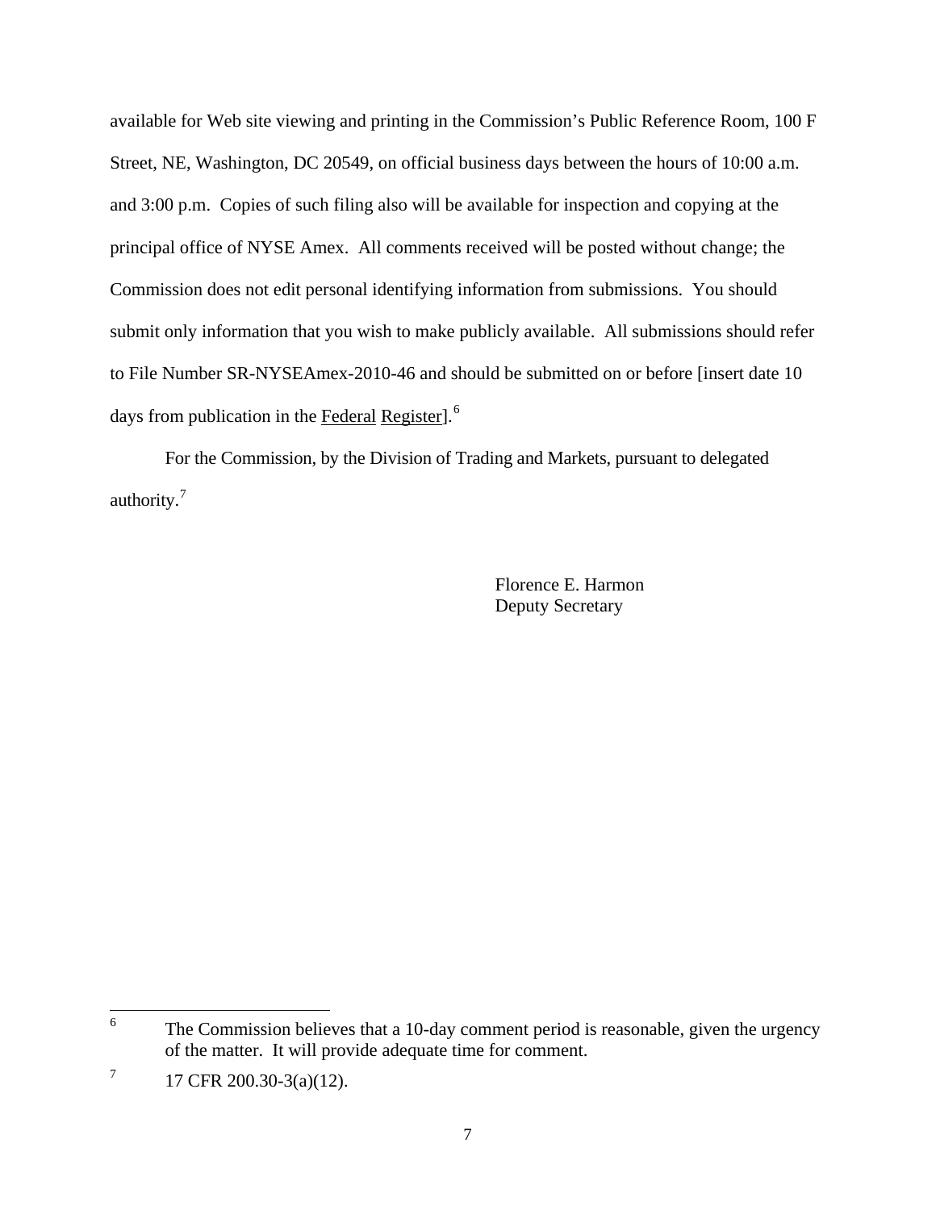available for Web site viewing and printing in the Commission's Public Reference Room, 100 F Street, NE, Washington, DC 20549, on official business days between the hours of 10:00 a.m. and 3:00 p.m. Copies of such filing also will be available for inspection and copying at the principal office of NYSE Amex. All comments received will be posted without change; the Commission does not edit personal identifying information from submissions. You should submit only information that you wish to make publicly available. All submissions should refer to File Number SR-NYSEAmex-2010-46 and should be submitted on or before [insert date 10 days from publication in the Federal Register].[6]

For the Commission, by the Division of Trading and Markets, pursuant to delegated authority.[7]

Florence E. Harmon
Deputy Secretary

---

[6] The Commission believes that a 10-day comment period is reasonable, given the urgency of the matter. It will provide adequate time for comment.

[7] 17 CFR 200.30-3(a)(12).